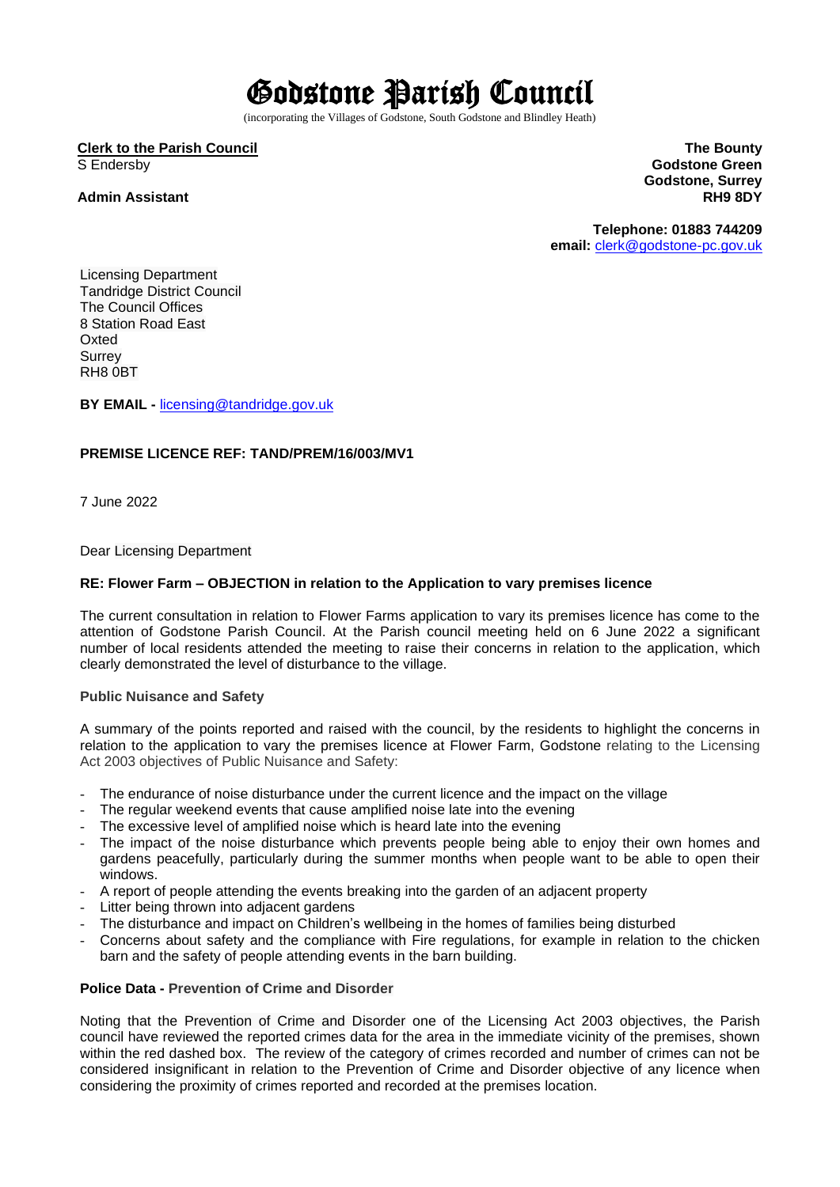# Godstone Parish Council

(incorporating the Villages of Godstone, South Godstone and Blindley Heath)

**Clerk to the Parish Council**
S Endersby

**Admin Assistant**

**The Bounty**
**Godstone Green**
**Godstone, Surrey**
**RH9 8DY**

**Telephone: 01883 744209**
**email:** clerk@godstone-pc.gov.uk

Licensing Department
Tandridge District Council
The Council Offices
8 Station Road East
Oxted
Surrey
RH8 0BT

**BY EMAIL -** licensing@tandridge.gov.uk

**PREMISE LICENCE REF: TAND/PREM/16/003/MV1**

7 June 2022

Dear Licensing Department

**RE: Flower Farm – OBJECTION in relation to the Application to vary premises licence**

The current consultation in relation to Flower Farms application to vary its premises licence has come to the attention of Godstone Parish Council. At the Parish council meeting held on 6 June 2022 a significant number of local residents attended the meeting to raise their concerns in relation to the application, which clearly demonstrated the level of disturbance to the village.

**Public Nuisance and Safety**

A summary of the points reported and raised with the council, by the residents to highlight the concerns in relation to the application to vary the premises licence at Flower Farm, Godstone relating to the Licensing Act 2003 objectives of Public Nuisance and Safety:

- The endurance of noise disturbance under the current licence and the impact on the village
- The regular weekend events that cause amplified noise late into the evening
- The excessive level of amplified noise which is heard late into the evening
- The impact of the noise disturbance which prevents people being able to enjoy their own homes and gardens peacefully, particularly during the summer months when people want to be able to open their windows.
- A report of people attending the events breaking into the garden of an adjacent property
- Litter being thrown into adjacent gardens
- The disturbance and impact on Children's wellbeing in the homes of families being disturbed
- Concerns about safety and the compliance with Fire regulations, for example in relation to the chicken barn and the safety of people attending events in the barn building.

**Police Data - Prevention of Crime and Disorder**

Noting that the Prevention of Crime and Disorder one of the Licensing Act 2003 objectives, the Parish council have reviewed the reported crimes data for the area in the immediate vicinity of the premises, shown within the red dashed box. The review of the category of crimes recorded and number of crimes can not be considered insignificant in relation to the Prevention of Crime and Disorder objective of any licence when considering the proximity of crimes reported and recorded at the premises location.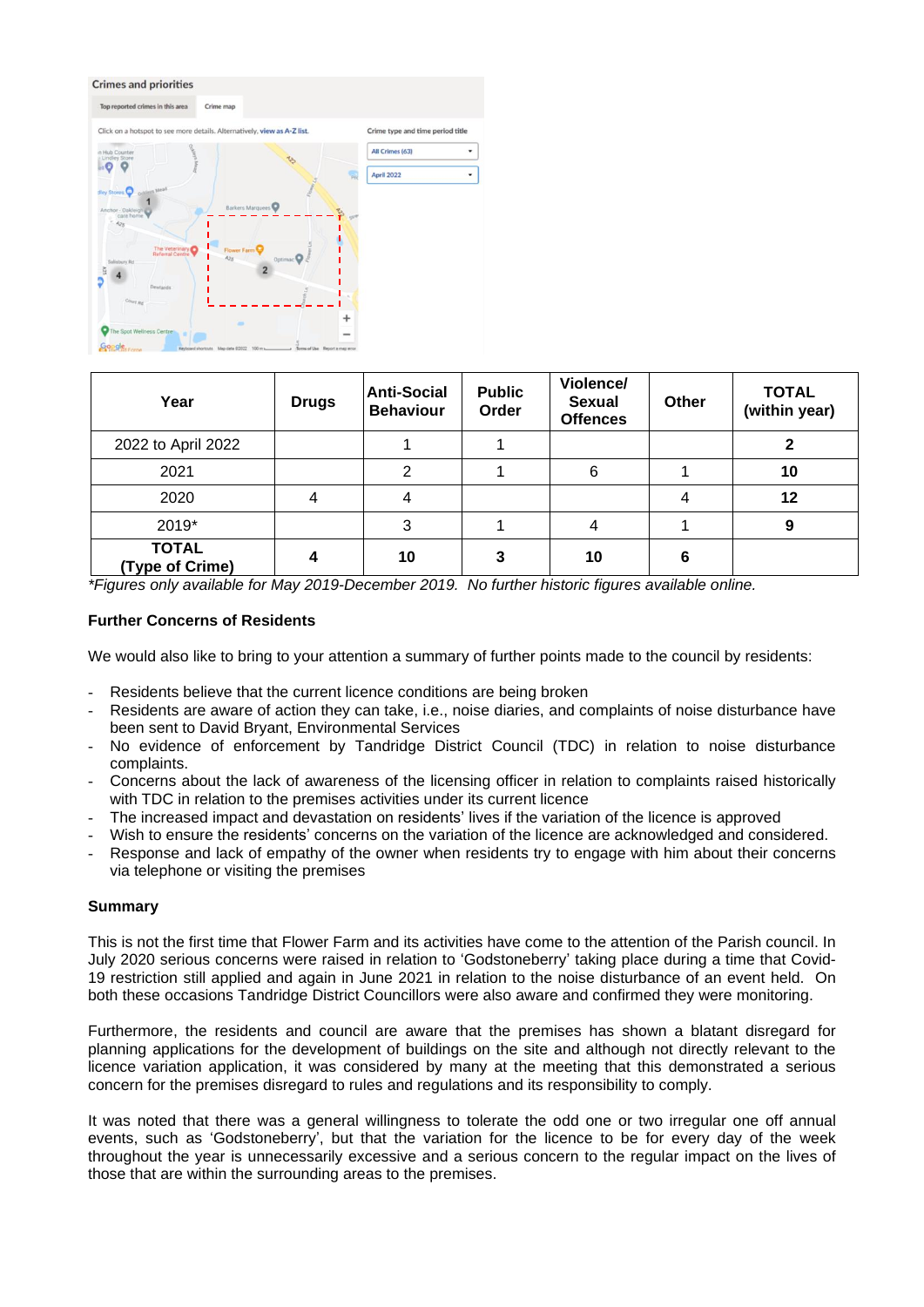| Year | Drugs | Anti-Social Behaviour | Public Order | Violence/ Sexual Offences | Other | TOTAL (within year) |
|---|---|---|---|---|---|---|
| 2022 to April 2022 | | 1 | 1 | | | **2** |
| 2021 | | 2 | 1 | 6 | 1 | **10** |
| 2020 | 4 | 4 | | | 4 | **12** |
| 2019* | | 3 | 1 | 4 | 1 | **9** |
| **TOTAL (Type of Crime)** | **4** | **10** | **3** | **10** | **6** | |

*\*Figures only available for May 2019-December 2019. No further historic figures available online.*

**Further Concerns of Residents**

We would also like to bring to your attention a summary of further points made to the council by residents:

- Residents believe that the current licence conditions are being broken
- Residents are aware of action they can take, i.e., noise diaries, and complaints of noise disturbance have been sent to David Bryant, Environmental Services
- No evidence of enforcement by Tandridge District Council (TDC) in relation to noise disturbance complaints.
- Concerns about the lack of awareness of the licensing officer in relation to complaints raised historically with TDC in relation to the premises activities under its current licence
- The increased impact and devastation on residents' lives if the variation of the licence is approved
- Wish to ensure the residents' concerns on the variation of the licence are acknowledged and considered.
- Response and lack of empathy of the owner when residents try to engage with him about their concerns via telephone or visiting the premises

**Summary**

This is not the first time that Flower Farm and its activities have come to the attention of the Parish council. In July 2020 serious concerns were raised in relation to 'Godstoneberry' taking place during a time that Covid-19 restriction still applied and again in June 2021 in relation to the noise disturbance of an event held. On both these occasions Tandridge District Councillors were also aware and confirmed they were monitoring.

Furthermore, the residents and council are aware that the premises has shown a blatant disregard for planning applications for the development of buildings on the site and although not directly relevant to the licence variation application, it was considered by many at the meeting that this demonstrated a serious concern for the premises disregard to rules and regulations and its responsibility to comply.

It was noted that there was a general willingness to tolerate the odd one or two irregular one off annual events, such as 'Godstoneberry', but that the variation for the licence to be for every day of the week throughout the year is unnecessarily excessive and a serious concern to the regular impact on the lives of those that are within the surrounding areas to the premises.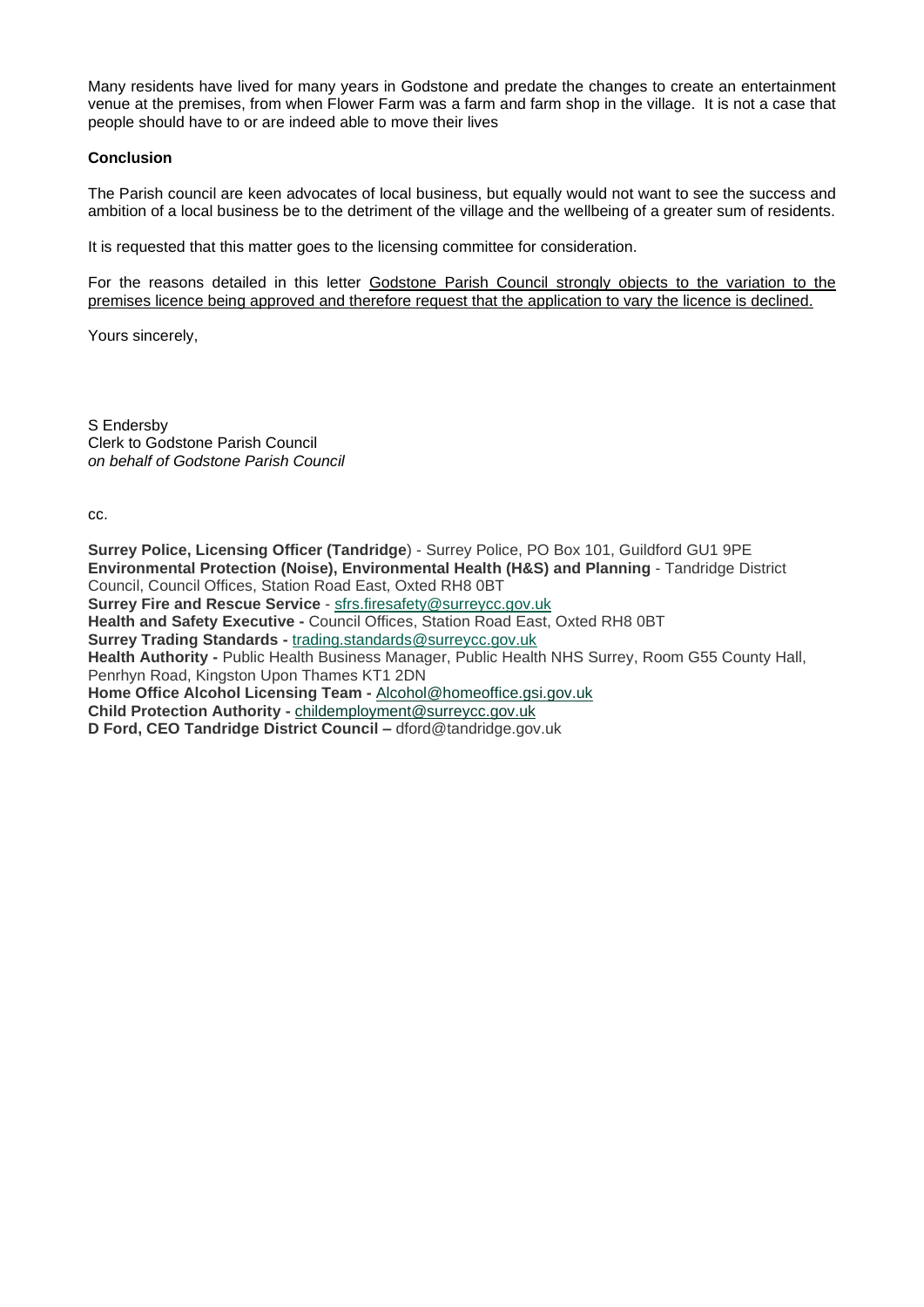Many residents have lived for many years in Godstone and predate the changes to create an entertainment venue at the premises, from when Flower Farm was a farm and farm shop in the village. It is not a case that people should have to or are indeed able to move their lives

**Conclusion**

The Parish council are keen advocates of local business, but equally would not want to see the success and ambition of a local business be to the detriment of the village and the wellbeing of a greater sum of residents.

It is requested that this matter goes to the licensing committee for consideration.

For the reasons detailed in this letter Godstone Parish Council strongly objects to the variation to the premises licence being approved and therefore request that the application to vary the licence is declined.

Yours sincerely,

S Endersby
Clerk to Godstone Parish Council
*on behalf of Godstone Parish Council*

cc.

**Surrey Police, Licensing Officer (Tandridge**) - Surrey Police, PO Box 101, Guildford GU1 9PE
**Environmental Protection (Noise), Environmental Health (H&S) and Planning** - Tandridge District Council, Council Offices, Station Road East, Oxted RH8 0BT
**Surrey Fire and Rescue Service** - sfrs.firesafety@surreycc.gov.uk
**Health and Safety Executive -** Council Offices, Station Road East, Oxted RH8 0BT
**Surrey Trading Standards -** trading.standards@surreycc.gov.uk
**Health Authority -** Public Health Business Manager, Public Health NHS Surrey, Room G55 County Hall, Penrhyn Road, Kingston Upon Thames KT1 2DN
**Home Office Alcohol Licensing Team -** Alcohol@homeoffice.gsi.gov.uk
**Child Protection Authority -** childemployment@surreycc.gov.uk
**D Ford, CEO Tandridge District Council –** dford@tandridge.gov.uk